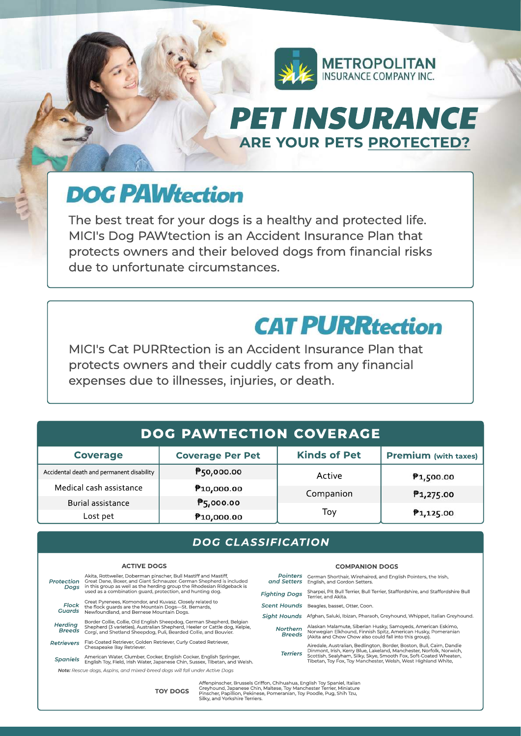METROPOLITAN INSURANCE COMPANY INC.

# PET INSURANCE

## ARE YOUR PETS PROTECTED?

## DOG PAWtection

The best treat for your dogs is a healthy and protected life. MICI's Dog PAWtection is an Accident Insurance Plan that protects owners and their beloved dogs from financial risks due to unfortunate circumstances.

## CAT PURRtection

MICI's Cat PURRtection is an Accident Insurance Plan that protects owners and their cuddly cats from any financial expenses due to illnesses, injuries, or death.

## DOG PAWTECTION COVERAGE

| Coverage | Coverage Per Pet | Kinds of Pet | Premium (with taxes) |
|---|---|---|---|
| Accidental death and permanent disability | ₱50,000.00 | Active | ₱1,500.00 |
| Medical cash assistance | ₱10,000.00 | Companion | ₱1,275.00 |
| Burial assistance | ₱5,000.00 | Toy | ₱1,125.00 |
| Lost pet | ₱10,000.00 | | |

## DOG CLASSIFICATION

### ACTIVE DOGS

- ***Protection Dogs*** – Akita, Rottweiler, Doberman pinscher, Bull Mastiff and Mastiff, Great Dane, Boxer, and Giant Schnauzer. German Shepherd is included in this group as well as the herding group the Rhodesian Ridgeback is used as a combination guard, protection, and hunting dog.
- ***Flock Guards*** – Great Pyrenees, Komondor, and Kuvasz. Closely related to the flock guards are the Mountain Dogs—St. Bernards, Newfoundland, and Bernese Mountain Dogs.
- ***Herding Breeds*** – Border Collie, Collie, Old English Sheepdog, German Shepherd, Belgian Shepherd (3 varieties), Australian Shepherd, Heeler or Cattle dog, Kelpie, Corgi, and Shetland Sheepdog, Puli, Bearded Collie, and Bouvier.
- ***Retrievers*** – Flat-Coated Retriever, Golden Retriever, Curly Coated Retriever, Chesapeake Bay Retriever.
- ***Spaniels*** – American Water, Clumber, Cocker, English Cocker, English Springer, English Toy, Field, Irish Water, Japanese Chin, Sussex, Tibetan, and Welsh.

*Note: Rescue dogs, Aspins, and mixed-breed dogs will fall under Active Dogs*

### COMPANION DOGS

- ***Pointers and Setters*** – German Shorthair, Wirehaired, and English Pointers, the Irish, English, and Gordon Setters.
- ***Fighting Dogs*** – Sharpei, Pit Bull Terrier, Bull Terrier, Staffordshire, and Staffordshire Bull Terrier, and Akita.
- ***Scent Hounds*** – Beagles, basset, Otter, Coon.
- ***Sight Hounds*** – Afghan, Saluki, Ibizan, Pharaoh, Greyhound, Whippet, Italian Greyhound.
- ***Northern Breeds*** – Alaskan Malamute, Siberian Husky, Samoyeds, American Eskimo, Norwegian Elkhound, Finnish Spitz, American Husky, Pomeranian (Akita and Chow Chow also could fall into this group).
- ***Terriers*** – Airedale, Australian, Bedlington, Border, Boston, Bull, Cairn, Dandie Dinmont, Irish, Kerry Blue, Lakeland, Manchester, Norfolk, Norwich, Scottish, Sealyham, Silky, Skye, Smooth Fox, Soft-Coated Wheaten, Tibetan, Toy Fox, Toy Manchester, Welsh, West Highland White,

### TOY DOGS

Affenpinscher, Brussels Griffon, Chihuahua, English Toy Spaniel, Italian Greyhound, Japanese Chin, Maltese, Toy Manchester Terrier, Miniature Pinscher, Papillion, Pekinese, Pomeranian, Toy Poodle, Pug, Shih Tzu, Silky, and Yorkshire Terriers.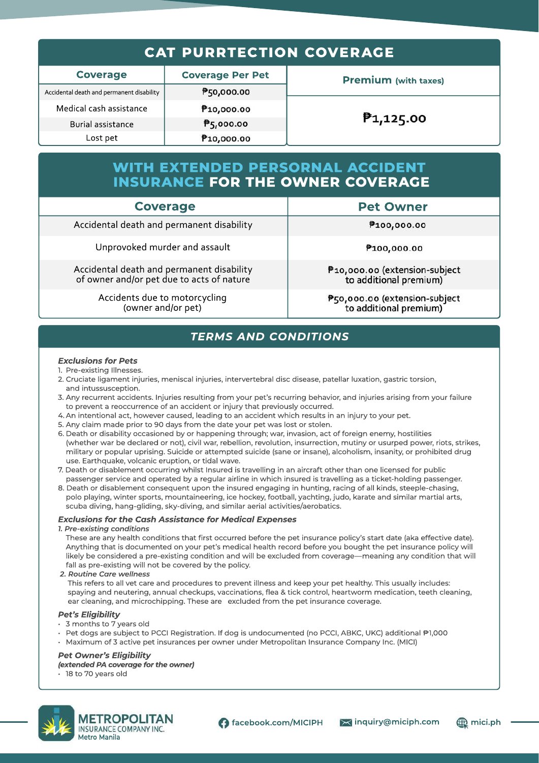# CAT PURRTECTION COVERAGE

| Coverage | Coverage Per Pet | Premium (with taxes) |
|---|---|---|
| Accidental death and permanent disability | ₱50,000.00 | ₱1,125.00 |
| Medical cash assistance | ₱10,000.00 | |
| Burial assistance | ₱5,000.00 | |
| Lost pet | ₱10,000.00 | |

## WITH EXTENDED PERSONAL ACCIDENT INSURANCE FOR THE OWNER COVERAGE

| Coverage | Pet Owner |
|---|---|
| Accidental death and permanent disability | ₱100,000.00 |
| Unprovoked murder and assault | ₱100,000.00 |
| Accidental death and permanent disability of owner and/or pet due to acts of nature | ₱10,000.00 (extension-subject to additional premium) |
| Accidents due to motorcycling (owner and/or pet) | ₱50,000.00 (extension-subject to additional premium) |

## *TERMS AND CONDITIONS*

***Exclusions for Pets***

1. Pre-existing Illnesses.
2. Cruciate ligament injuries, meniscal injuries, intervertebral disc disease, patellar luxation, gastric torsion, and intussusception.
3. Any recurrent accidents. Injuries resulting from your pet's recurring behavior, and injuries arising from your failure to prevent a reoccurrence of an accident or injury that previously occurred.
4. An intentional act, however caused, leading to an accident which results in an injury to your pet.
5. Any claim made prior to 90 days from the date your pet was lost or stolen.
6. Death or disability occasioned by or happening through; war, invasion, act of foreign enemy, hostilities (whether war be declared or not), civil war, rebellion, revolution, insurrection, mutiny or usurped power, riots, strikes, military or popular uprising. Suicide or attempted suicide (sane or insane), alcoholism, insanity, or prohibited drug use. Earthquake, volcanic eruption, or tidal wave.
7. Death or disablement occurring whilst Insured is travelling in an aircraft other than one licensed for public passenger service and operated by a regular airline in which insured is travelling as a ticket-holding passenger.
8. Death or disablement consequent upon the insured engaging in hunting, racing of all kinds, steeple-chasing, polo playing, winter sports, mountaineering, ice hockey, football, yachting, judo, karate and similar martial arts, scuba diving, hang-gliding, sky-diving, and similar aerial activities/aerobatics.

***Exclusions for the Cash Assistance for Medical Expenses***

*1. Pre-existing conditions*

These are any health conditions that first occurred before the pet insurance policy's start date (aka effective date). Anything that is documented on your pet's medical health record before you bought the pet insurance policy will likely be considered a pre-existing condition and will be excluded from coverage—meaning any condition that will fall as pre-existing will not be covered by the policy.

*2. Routine Care wellness*

This refers to all vet care and procedures to prevent illness and keep your pet healthy. This usually includes: spaying and neutering, annual checkups, vaccinations, flea & tick control, heartworm medication, teeth cleaning, ear cleaning, and microchipping. These are excluded from the pet insurance coverage.

***Pet's Eligibility***

- 3 months to 7 years old
- Pet dogs are subject to PCCI Registration. If dog is undocumented (no PCCI, ABKC, UKC) additional ₱1,000
- Maximum of 3 active pet insurances per owner under Metropolitan Insurance Company Inc. (MICI)

***Pet Owner's Eligibility***

***(extended PA coverage for the owner)***

- 18 to 70 years old

METROPOLITAN INSURANCE COMPANY INC. Metro Manila

facebook.com/MICIPH   inquiry@miciph.com   mici.ph